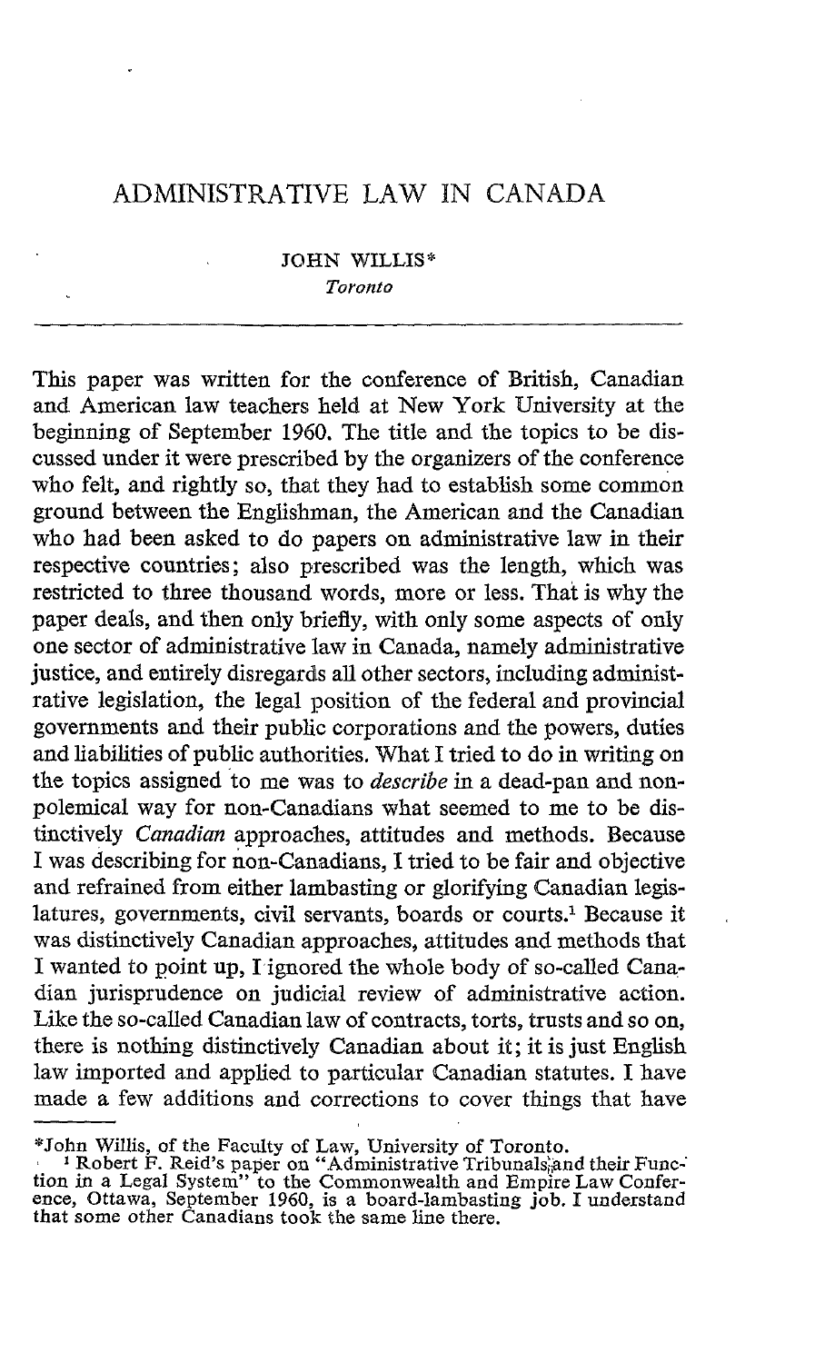# ADMINISTRATIVE LAW IN CANADA

JOHN WILLIS*

*Toronto*

---

This paper was written for the conference of British, Canadian and American law teachers held at New York University at the beginning of September 1960. The title and the topics to be discussed under it were prescribed by the organizers of the conference who felt, and rightly so, that they had to establish some common ground between the Englishman, the American and the Canadian who had been asked to do papers on administrative law in their respective countries; also prescribed was the length, which was restricted to three thousand words, more or less. That is why the paper deals, and then only briefly, with only some aspects of only one sector of administrative law in Canada, namely administrative justice, and entirely disregards all other sectors, including administrative legislation, the legal position of the federal and provincial governments and their public corporations and the powers, duties and liabilities of public authorities. What I tried to do in writing on the topics assigned to me was to *describe* in a dead-pan and non-polemical way for non-Canadians what seemed to me to be distinctively *Canadian* approaches, attitudes and methods. Because I was describing for non-Canadians, I tried to be fair and objective and refrained from either lambasting or glorifying Canadian legislatures, governments, civil servants, boards or courts.[1] Because it was distinctively Canadian approaches, attitudes and methods that I wanted to point up, I ignored the whole body of so-called Canadian jurisprudence on judicial review of administrative action. Like the so-called Canadian law of contracts, torts, trusts and so on, there is nothing distinctively Canadian about it; it is just English law imported and applied to particular Canadian statutes. I have made a few additions and corrections to cover things that have

---

*John Willis, of the Faculty of Law, University of Toronto.

[1] Robert F. Reid's paper on "Administrative Tribunals and their Function in a Legal System" to the Commonwealth and Empire Law Conference, Ottawa, September 1960, is a board-lambasting job. I understand that some other Canadians took the same line there.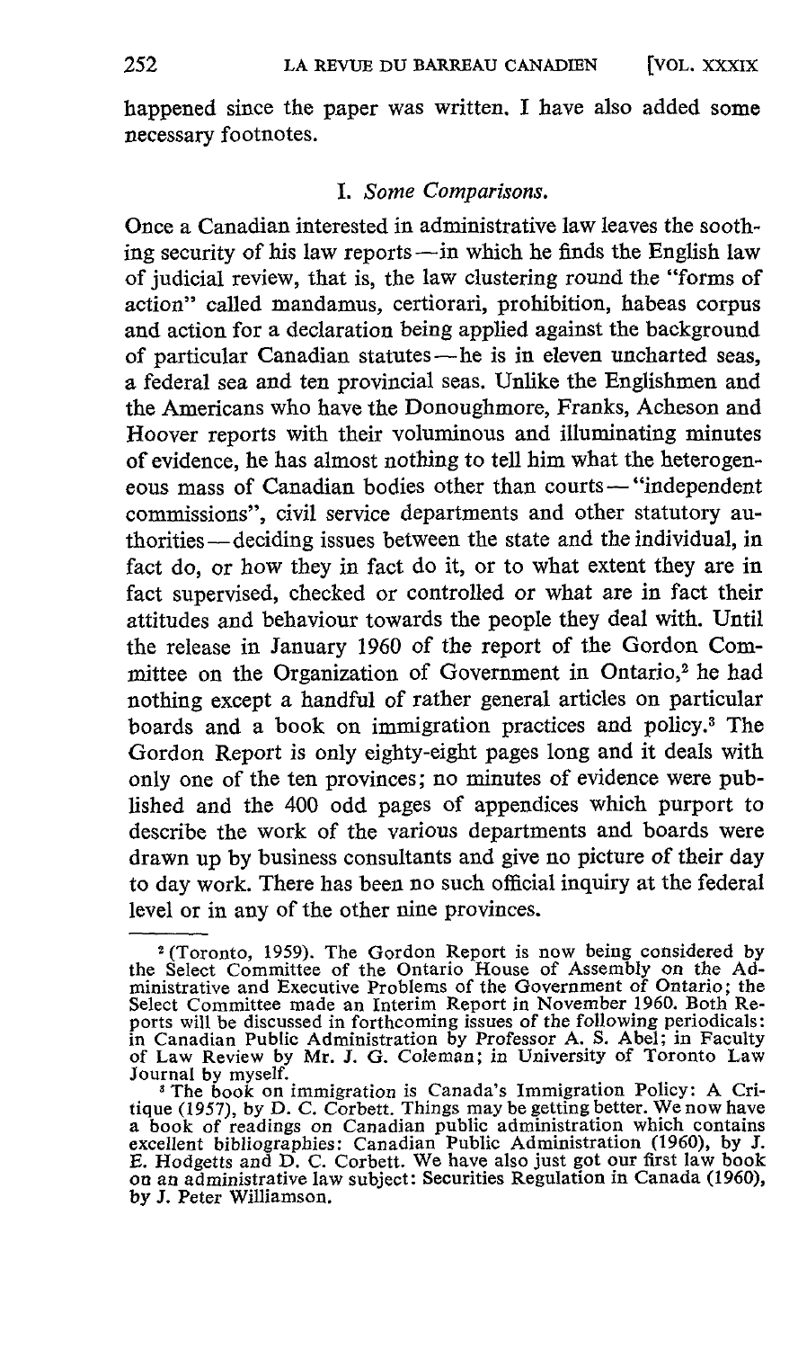happened since the paper was written. I have also added some necessary footnotes.

## I. *Some Comparisons.*

Once a Canadian interested in administrative law leaves the soothing security of his law reports—in which he finds the English law of judicial review, that is, the law clustering round the "forms of action" called mandamus, certiorari, prohibition, habeas corpus and action for a declaration being applied against the background of particular Canadian statutes—he is in eleven uncharted seas, a federal sea and ten provincial seas. Unlike the Englishmen and the Americans who have the Donoughmore, Franks, Acheson and Hoover reports with their voluminous and illuminating minutes of evidence, he has almost nothing to tell him what the heterogeneous mass of Canadian bodies other than courts—"independent commissions", civil service departments and other statutory authorities—deciding issues between the state and the individual, in fact do, or how they in fact do it, or to what extent they are in fact supervised, checked or controlled or what are in fact their attitudes and behaviour towards the people they deal with. Until the release in January 1960 of the report of the Gordon Committee on the Organization of Government in Ontario,[2] he had nothing except a handful of rather general articles on particular boards and a book on immigration practices and policy.[3] The Gordon Report is only eighty-eight pages long and it deals with only one of the ten provinces; no minutes of evidence were published and the 400 odd pages of appendices which purport to describe the work of the various departments and boards were drawn up by business consultants and give no picture of their day to day work. There has been no such official inquiry at the federal level or in any of the other nine provinces.

---

[2] (Toronto, 1959). The Gordon Report is now being considered by the Select Committee of the Ontario House of Assembly on the Administrative and Executive Problems of the Government of Ontario; the Select Committee made an Interim Report in November 1960. Both Reports will be discussed in forthcoming issues of the following periodicals: in Canadian Public Administration by Professor A. S. Abel; in Faculty of Law Review by Mr. J. G. Coleman; in University of Toronto Law Journal by myself.

[3] The book on immigration is Canada's Immigration Policy: A Critique (1957), by D. C. Corbett. Things may be getting better. We now have a book of readings on Canadian public administration which contains excellent bibliographies: Canadian Public Administration (1960), by J. E. Hodgetts and D. C. Corbett. We have also just got our first law book on an administrative law subject: Securities Regulation in Canada (1960), by J. Peter Williamson.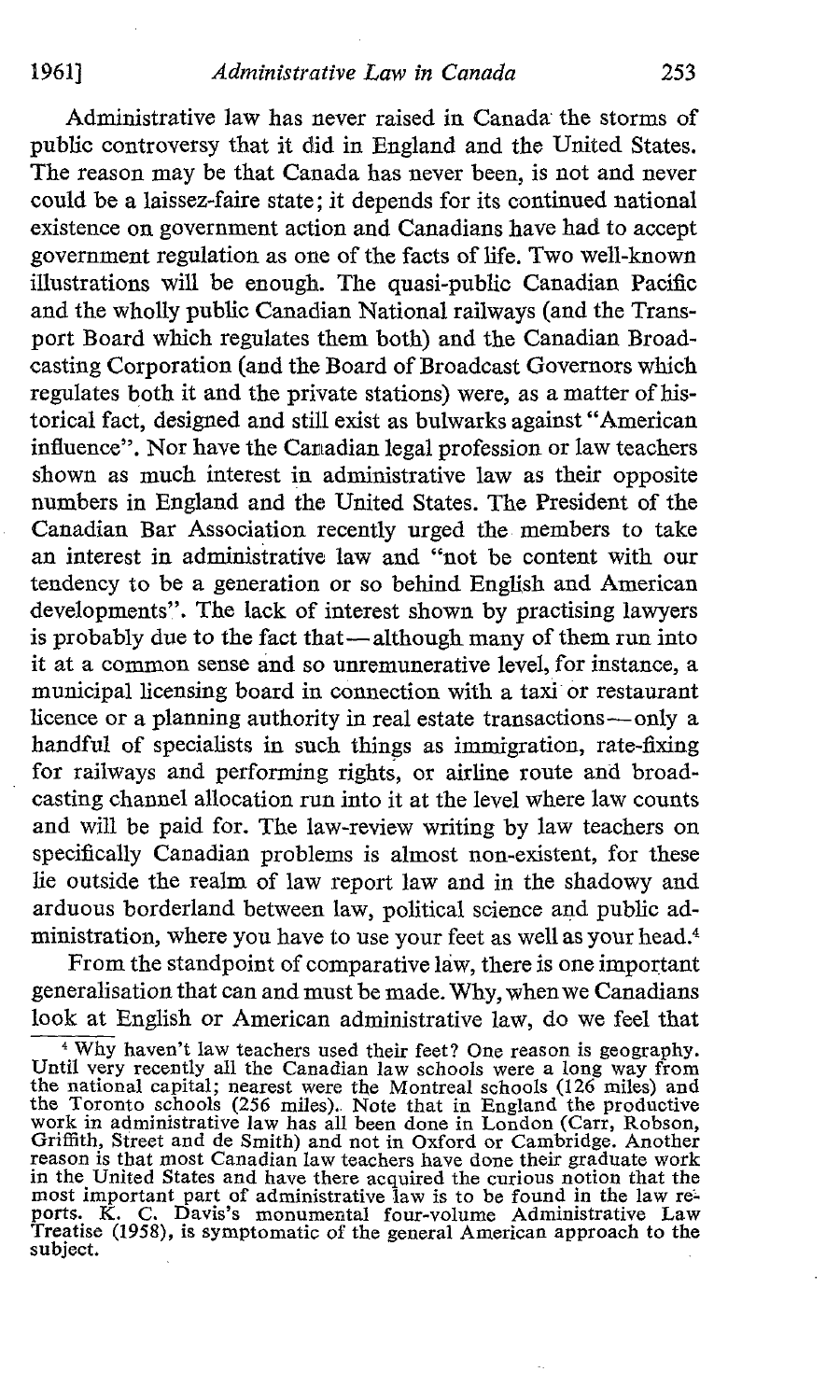Administrative law has never raised in Canada the storms of public controversy that it did in England and the United States. The reason may be that Canada has never been, is not and never could be a laissez-faire state; it depends for its continued national existence on government action and Canadians have had to accept government regulation as one of the facts of life. Two well-known illustrations will be enough. The quasi-public Canadian Pacific and the wholly public Canadian National railways (and the Transport Board which regulates them both) and the Canadian Broadcasting Corporation (and the Board of Broadcast Governors which regulates both it and the private stations) were, as a matter of historical fact, designed and still exist as bulwarks against "American influence". Nor have the Canadian legal profession or law teachers shown as much interest in administrative law as their opposite numbers in England and the United States. The President of the Canadian Bar Association recently urged the members to take an interest in administrative law and "not be content with our tendency to be a generation or so behind English and American developments". The lack of interest shown by practising lawyers is probably due to the fact that—although many of them run into it at a common sense and so unremunerative level, for instance, a municipal licensing board in connection with a taxi or restaurant licence or a planning authority in real estate transactions—only a handful of specialists in such things as immigration, rate-fixing for railways and performing rights, or airline route and broadcasting channel allocation run into it at the level where law counts and will be paid for. The law-review writing by law teachers on specifically Canadian problems is almost non-existent, for these lie outside the realm of law report law and in the shadowy and arduous borderland between law, political science and public administration, where you have to use your feet as well as your head.[4]

From the standpoint of comparative law, there is one important generalisation that can and must be made. Why, when we Canadians look at English or American administrative law, do we feel that

---

[4] Why haven't law teachers used their feet? One reason is geography. Until very recently all the Canadian law schools were a long way from the national capital; nearest were the Montreal schools (126 miles) and the Toronto schools (256 miles). Note that in England the productive work in administrative law has all been done in London (Carr, Robson, Griffith, Street and de Smith) and not in Oxford or Cambridge. Another reason is that most Canadian law teachers have done their graduate work in the United States and have there acquired the curious notion that the most important part of administrative law is to be found in the law reports. K. C. Davis's monumental four-volume Administrative Law Treatise (1958), is symptomatic of the general American approach to the subject.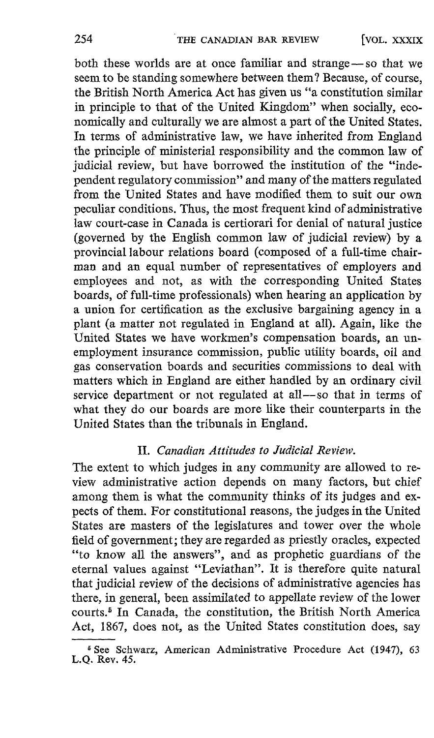both these worlds are at once familiar and strange—so that we seem to be standing somewhere between them? Because, of course, the British North America Act has given us "a constitution similar in principle to that of the United Kingdom" when socially, economically and culturally we are almost a part of the United States. In terms of administrative law, we have inherited from England the principle of ministerial responsibility and the common law of judicial review, but have borrowed the institution of the "independent regulatory commission" and many of the matters regulated from the United States and have modified them to suit our own peculiar conditions. Thus, the most frequent kind of administrative law court-case in Canada is certiorari for denial of natural justice (governed by the English common law of judicial review) by a provincial labour relations board (composed of a full-time chairman and an equal number of representatives of employers and employees and not, as with the corresponding United States boards, of full-time professionals) when hearing an application by a union for certification as the exclusive bargaining agency in a plant (a matter not regulated in England at all). Again, like the United States we have workmen's compensation boards, an unemployment insurance commission, public utility boards, oil and gas conservation boards and securities commissions to deal with matters which in England are either handled by an ordinary civil service department or not regulated at all—so that in terms of what they do our boards are more like their counterparts in the United States than the tribunals in England.

## II. *Canadian Attitudes to Judicial Review.*

The extent to which judges in any community are allowed to review administrative action depends on many factors, but chief among them is what the community thinks of its judges and expects of them. For constitutional reasons, the judges in the United States are masters of the legislatures and tower over the whole field of government; they are regarded as priestly oracles, expected "to know all the answers", and as prophetic guardians of the eternal values against "Leviathan". It is therefore quite natural that judicial review of the decisions of administrative agencies has there, in general, been assimilated to appellate review of the lower courts.[5] In Canada, the constitution, the British North America Act, 1867, does not, as the United States constitution does, say

[5] See Schwarz, American Administrative Procedure Act (1947), 63 L.Q. Rev. 45.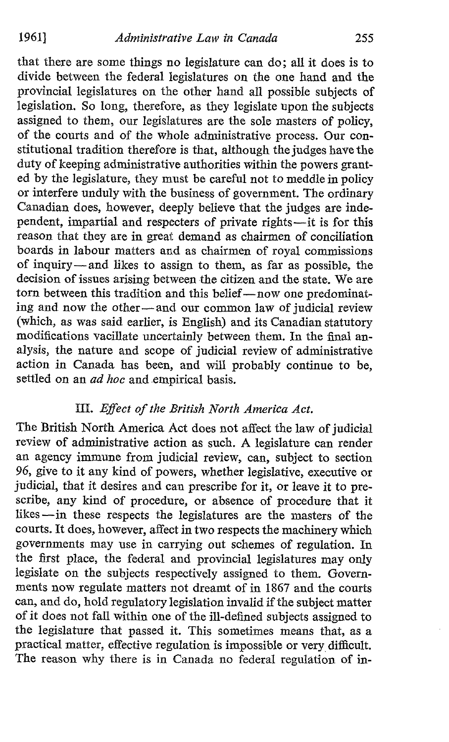that there are some things no legislature can do; all it does is to divide between the federal legislatures on the one hand and the provincial legislatures on the other hand all possible subjects of legislation. So long, therefore, as they legislate upon the subjects assigned to them, our legislatures are the sole masters of policy, of the courts and of the whole administrative process. Our constitutional tradition therefore is that, although the judges have the duty of keeping administrative authorities within the powers granted by the legislature, they must be careful not to meddle in policy or interfere unduly with the business of government. The ordinary Canadian does, however, deeply believe that the judges are independent, impartial and respecters of private rights—it is for this reason that they are in great demand as chairmen of conciliation boards in labour matters and as chairmen of royal commissions of inquiry—and likes to assign to them, as far as possible, the decision of issues arising between the citizen and the state. We are torn between this tradition and this belief—now one predominating and now the other—and our common law of judicial review (which, as was said earlier, is English) and its Canadian statutory modifications vacillate uncertainly between them. In the final analysis, the nature and scope of judicial review of administrative action in Canada has been, and will probably continue to be, settled on an *ad hoc* and empirical basis.

### III. *Effect of the British North America Act.*

The British North America Act does not affect the law of judicial review of administrative action as such. A legislature can render an agency immune from judicial review, can, subject to section 96, give to it any kind of powers, whether legislative, executive or judicial, that it desires and can prescribe for it, or leave it to prescribe, any kind of procedure, or absence of procedure that it likes—in these respects the legislatures are the masters of the courts. It does, however, affect in two respects the machinery which governments may use in carrying out schemes of regulation. In the first place, the federal and provincial legislatures may only legislate on the subjects respectively assigned to them. Governments now regulate matters not dreamt of in 1867 and the courts can, and do, hold regulatory legislation invalid if the subject matter of it does not fall within one of the ill-defined subjects assigned to the legislature that passed it. This sometimes means that, as a practical matter, effective regulation is impossible or very difficult. The reason why there is in Canada no federal regulation of in-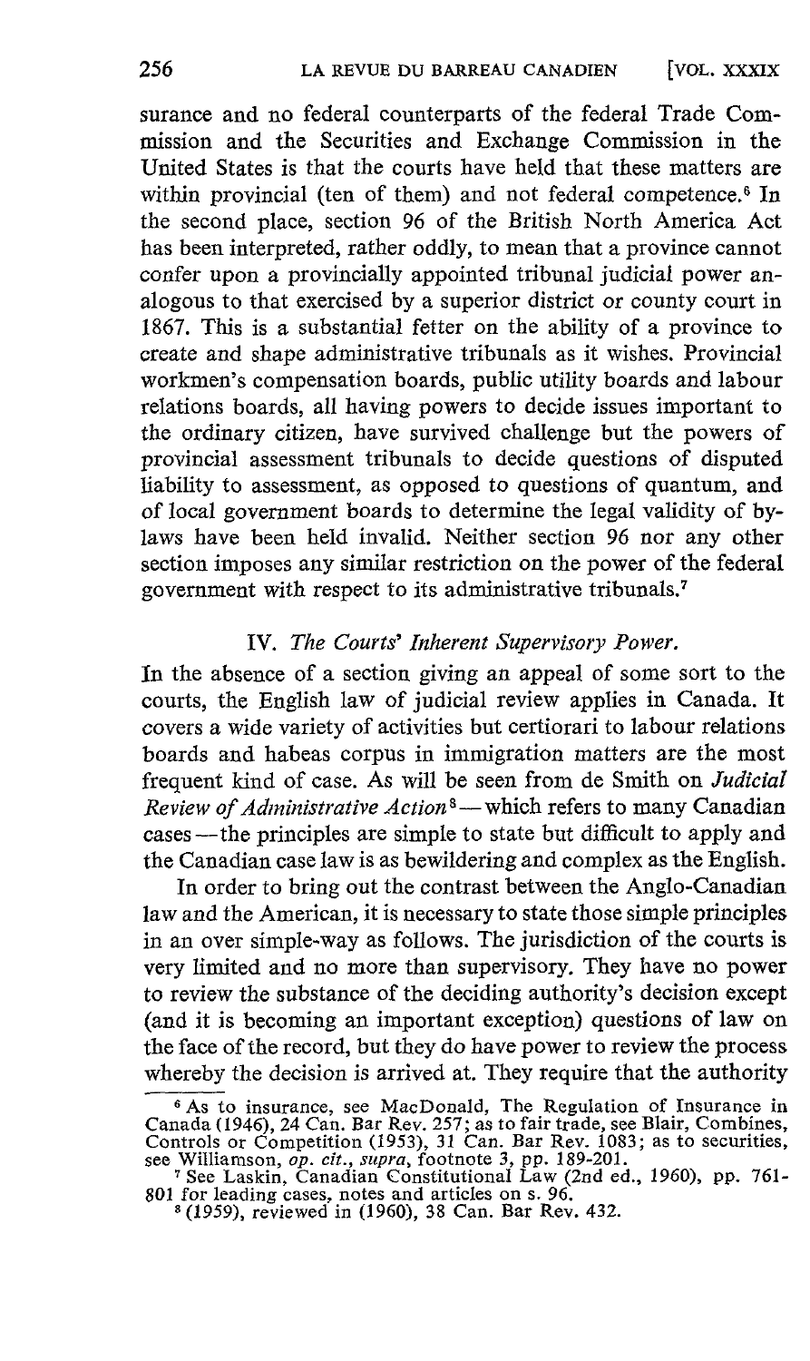surance and no federal counterparts of the federal Trade Commission and the Securities and Exchange Commission in the United States is that the courts have held that these matters are within provincial (ten of them) and not federal competence.[6] In the second place, section 96 of the British North America Act has been interpreted, rather oddly, to mean that a province cannot confer upon a provincially appointed tribunal judicial power analogous to that exercised by a superior district or county court in 1867. This is a substantial fetter on the ability of a province to create and shape administrative tribunals as it wishes. Provincial workmen's compensation boards, public utility boards and labour relations boards, all having powers to decide issues important to the ordinary citizen, have survived challenge but the powers of provincial assessment tribunals to decide questions of disputed liability to assessment, as opposed to questions of quantum, and of local government boards to determine the legal validity of by-laws have been held invalid. Neither section 96 nor any other section imposes any similar restriction on the power of the federal government with respect to its administrative tribunals.[7]

### IV. *The Courts' Inherent Supervisory Power.*

In the absence of a section giving an appeal of some sort to the courts, the English law of judicial review applies in Canada. It covers a wide variety of activities but certiorari to labour relations boards and habeas corpus in immigration matters are the most frequent kind of case. As will be seen from de Smith on *Judicial Review of Administrative Action*[8] — which refers to many Canadian cases — the principles are simple to state but difficult to apply and the Canadian case law is as bewildering and complex as the English.

In order to bring out the contrast between the Anglo-Canadian law and the American, it is necessary to state those simple principles in an over simple-way as follows. The jurisdiction of the courts is very limited and no more than supervisory. They have no power to review the substance of the deciding authority's decision except (and it is becoming an important exception) questions of law on the face of the record, but they do have power to review the process whereby the decision is arrived at. They require that the authority

---

[6] As to insurance, see MacDonald, The Regulation of Insurance in Canada (1946), 24 Can. Bar Rev. 257; as to fair trade, see Blair, Combines, Controls or Competition (1953), 31 Can. Bar Rev. 1083; as to securities, see Williamson, *op. cit.*, *supra*, footnote 3, pp. 189-201.

[7] See Laskin, Canadian Constitutional Law (2nd ed., 1960), pp. 761-801 for leading cases, notes and articles on s. 96.

[8] (1959), reviewed in (1960), 38 Can. Bar Rev. 432.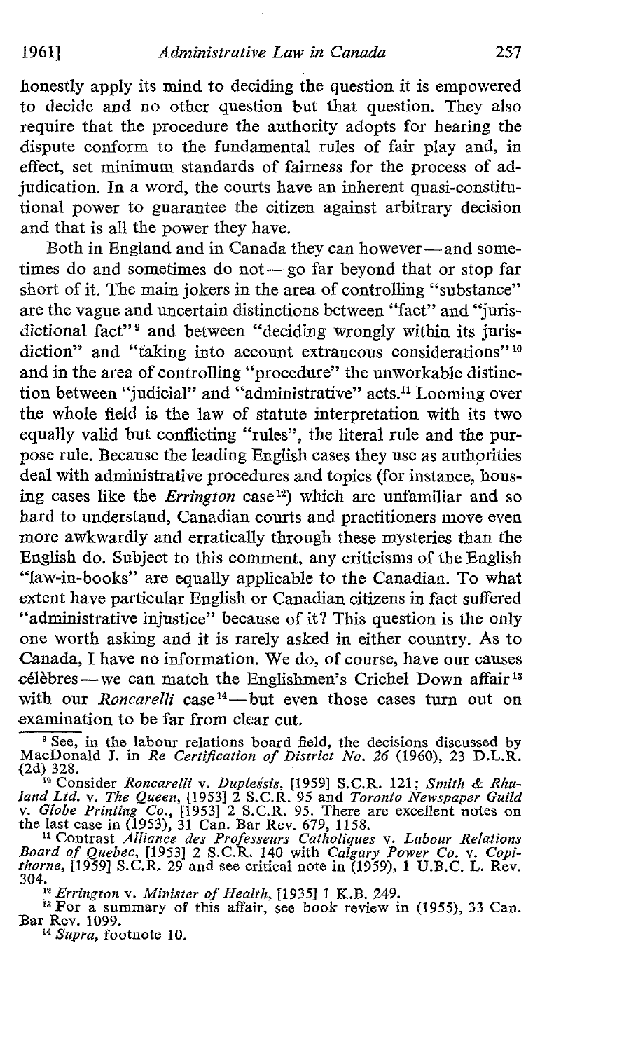honestly apply its mind to deciding the question it is empowered to decide and no other question but that question. They also require that the procedure the authority adopts for hearing the dispute conform to the fundamental rules of fair play and, in effect, set minimum standards of fairness for the process of adjudication. In a word, the courts have an inherent quasi-constitutional power to guarantee the citizen against arbitrary decision and that is all the power they have.

Both in England and in Canada they can however—and sometimes do and sometimes do not—go far beyond that or stop far short of it. The main jokers in the area of controlling "substance" are the vague and uncertain distinctions between "fact" and "jurisdictional fact"[9] and between "deciding wrongly within its jurisdiction" and "taking into account extraneous considerations"[10] and in the area of controlling "procedure" the unworkable distinction between "judicial" and "administrative" acts.[11] Looming over the whole field is the law of statute interpretation with its two equally valid but conflicting "rules", the literal rule and the purpose rule. Because the leading English cases they use as authorities deal with administrative procedures and topics (for instance, housing cases like the *Errington* case[12]) which are unfamiliar and so hard to understand, Canadian courts and practitioners move even more awkwardly and erratically through these mysteries than the English do. Subject to this comment, any criticisms of the English "law-in-books" are equally applicable to the Canadian. To what extent have particular English or Canadian citizens in fact suffered "administrative injustice" because of it? This question is the only one worth asking and it is rarely asked in either country. As to Canada, I have no information. We do, of course, have our causes célèbres—we can match the Englishmen's Crichel Down affair[13] with our *Roncarelli* case[14]—but even those cases turn out on examination to be far from clear cut.

---

[9] See, in the labour relations board field, the decisions discussed by MacDonald J. in *Re Certification of District No. 26* (1960), 23 D.L.R. (2d) 328.

[10] Consider *Roncarelli* v. *Duplessis*, [1959] S.C.R. 121; *Smith & Rhuland Ltd.* v. *The Queen*, [1953] 2 S.C.R. 95 and *Toronto Newspaper Guild* v. *Globe Printing Co.*, [1953] 2 S.C.R. 95. There are excellent notes on the last case in (1953), 31 Can. Bar Rev. 679, 1158.

[11] Contrast *Alliance des Professeurs Catholiques* v. *Labour Relations Board of Quebec*, [1953] 2 S.C.R. 140 with *Calgary Power Co.* v. *Copithorne*, [1959] S.C.R. 29 and see critical note in (1959), 1 U.B.C. L. Rev. 304.

[12] *Errington* v. *Minister of Health*, [1935] 1 K.B. 249.

[13] For a summary of this affair, see book review in (1955), 33 Can. Bar Rev. 1099.

[14] *Supra*, footnote 10.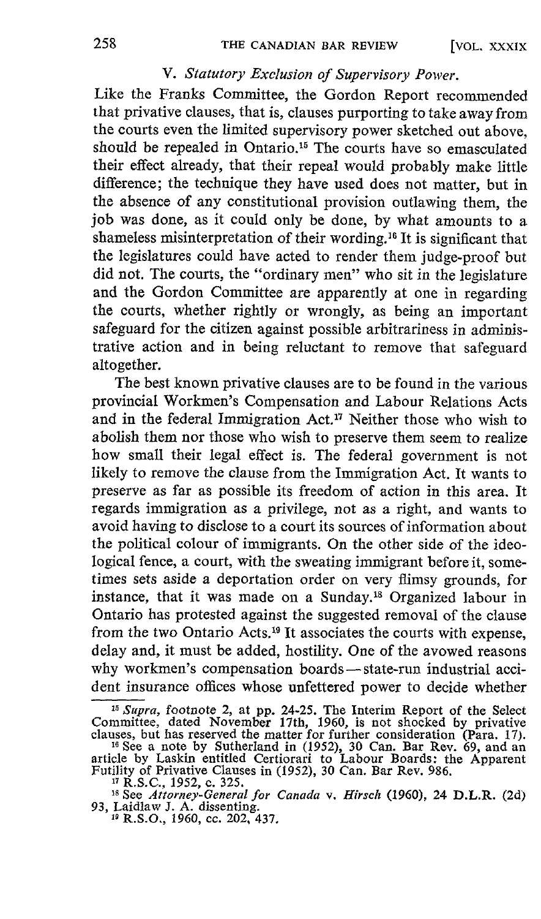### V. *Statutory Exclusion of Supervisory Power.*

Like the Franks Committee, the Gordon Report recommended that privative clauses, that is, clauses purporting to take away from the courts even the limited supervisory power sketched out above, should be repealed in Ontario.[15] The courts have so emasculated their effect already, that their repeal would probably make little difference; the technique they have used does not matter, but in the absence of any constitutional provision outlawing them, the job was done, as it could only be done, by what amounts to a shameless misinterpretation of their wording.[16] It is significant that the legislatures could have acted to render them judge-proof but did not. The courts, the "ordinary men" who sit in the legislature and the Gordon Committee are apparently at one in regarding the courts, whether rightly or wrongly, as being an important safeguard for the citizen against possible arbitrariness in administrative action and in being reluctant to remove that safeguard altogether.

The best known privative clauses are to be found in the various provincial Workmen's Compensation and Labour Relations Acts and in the federal Immigration Act.[17] Neither those who wish to abolish them nor those who wish to preserve them seem to realize how small their legal effect is. The federal government is not likely to remove the clause from the Immigration Act. It wants to preserve as far as possible its freedom of action in this area. It regards immigration as a privilege, not as a right, and wants to avoid having to disclose to a court its sources of information about the political colour of immigrants. On the other side of the ideological fence, a court, with the sweating immigrant before it, sometimes sets aside a deportation order on very flimsy grounds, for instance, that it was made on a Sunday.[18] Organized labour in Ontario has protested against the suggested removal of the clause from the two Ontario Acts.[19] It associates the courts with expense, delay and, it must be added, hostility. One of the avowed reasons why workmen's compensation boards — state-run industrial accident insurance offices whose unfettered power to decide whether

---

[15] *Supra*, footnote 2, at pp. 24-25. The Interim Report of the Select Committee, dated November 17th, 1960, is not shocked by privative clauses, but has reserved the matter for further consideration (Para. 17).

[16] See a note by Sutherland in (1952), 30 Can. Bar Rev. 69, and an article by Laskin entitled Certiorari to Labour Boards: the Apparent Futility of Privative Clauses in (1952), 30 Can. Bar Rev. 986.

[17] R.S.C., 1952, c. 325.

[18] See *Attorney-General for Canada* v. *Hirsch* (1960), 24 D.L.R. (2d) 93, Laidlaw J. A. dissenting.

[19] R.S.O., 1960, cc. 202, 437.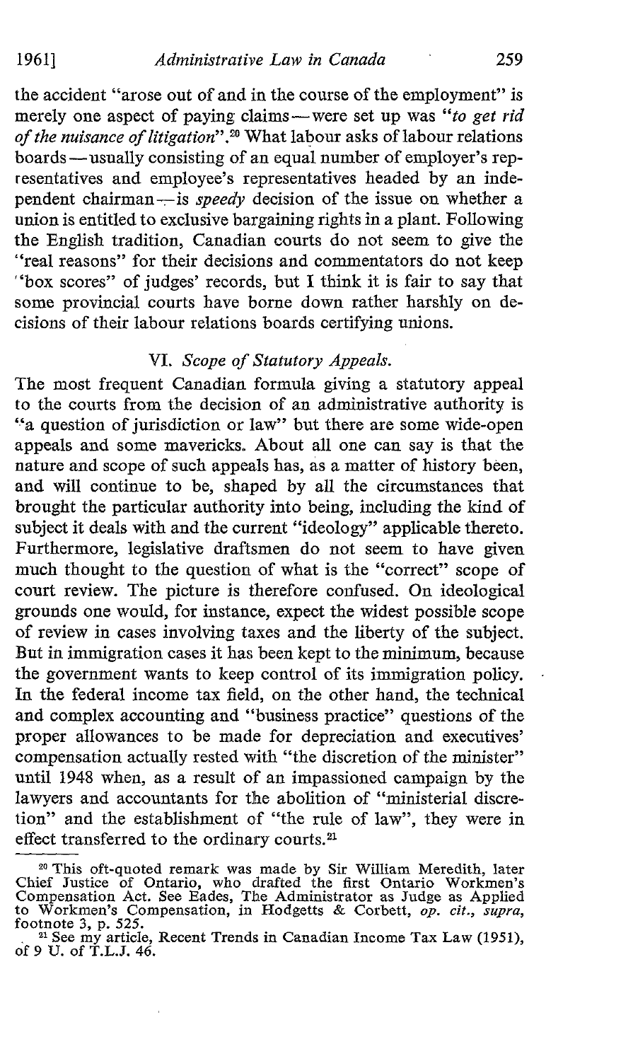the accident "arose out of and in the course of the employment" is merely one aspect of paying claims — were set up was "*to get rid of the nuisance of litigation*".[20] What labour asks of labour relations boards — usually consisting of an equal number of employer's representatives and employee's representatives headed by an independent chairman — is *speedy* decision of the issue on whether a union is entitled to exclusive bargaining rights in a plant. Following the English tradition, Canadian courts do not seem to give the "real reasons" for their decisions and commentators do not keep "box scores" of judges' records, but I think it is fair to say that some provincial courts have borne down rather harshly on decisions of their labour relations boards certifying unions.

### VI. *Scope of Statutory Appeals.*

The most frequent Canadian formula giving a statutory appeal to the courts from the decision of an administrative authority is "a question of jurisdiction or law" but there are some wide-open appeals and some mavericks. About all one can say is that the nature and scope of such appeals has, as a matter of history been, and will continue to be, shaped by all the circumstances that brought the particular authority into being, including the kind of subject it deals with and the current "ideology" applicable thereto. Furthermore, legislative draftsmen do not seem to have given much thought to the question of what is the "correct" scope of court review. The picture is therefore confused. On ideological grounds one would, for instance, expect the widest possible scope of review in cases involving taxes and the liberty of the subject. But in immigration cases it has been kept to the minimum, because the government wants to keep control of its immigration policy. In the federal income tax field, on the other hand, the technical and complex accounting and "business practice" questions of the proper allowances to be made for depreciation and executives' compensation actually rested with "the discretion of the minister" until 1948 when, as a result of an impassioned campaign by the lawyers and accountants for the abolition of "ministerial discretion" and the establishment of "the rule of law", they were in effect transferred to the ordinary courts.[21]

---

[20] This oft-quoted remark was made by Sir William Meredith, later Chief Justice of Ontario, who drafted the first Ontario Workmen's Compensation Act. See Eades, The Administrator as Judge as Applied to Workmen's Compensation, in Hodgetts & Corbett, *op. cit., supra*, footnote 3, p. 525.

[21] See my article, Recent Trends in Canadian Income Tax Law (1951), of 9 U. of T.L.J. 46.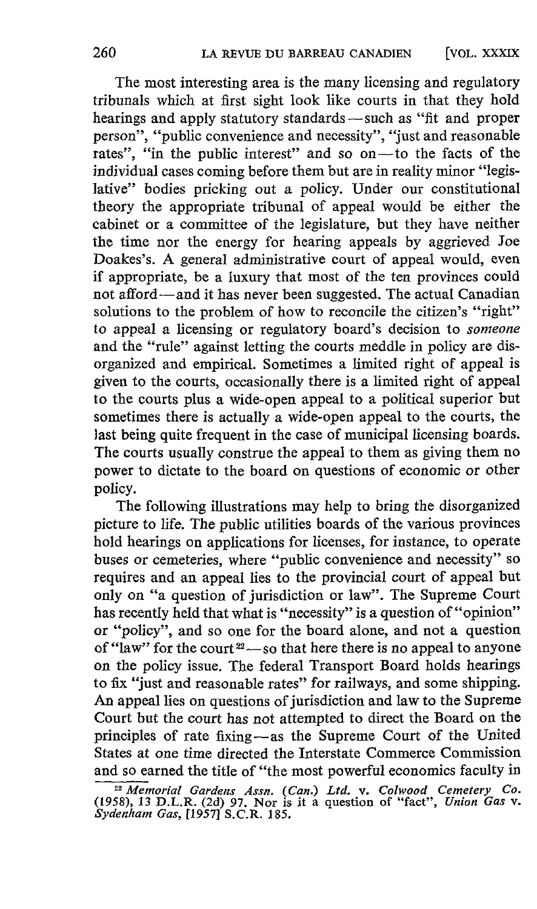The most interesting area is the many licensing and regulatory tribunals which at first sight look like courts in that they hold hearings and apply statutory standards—such as "fit and proper person", "public convenience and necessity", "just and reasonable rates", "in the public interest" and so on—to the facts of the individual cases coming before them but are in reality minor "legislative" bodies pricking out a policy. Under our constitutional theory the appropriate tribunal of appeal would be either the cabinet or a committee of the legislature, but they have neither the time nor the energy for hearing appeals by aggrieved Joe Doakes's. A general administrative court of appeal would, even if appropriate, be a luxury that most of the ten provinces could not afford—and it has never been suggested. The actual Canadian solutions to the problem of how to reconcile the citizen's "right" to appeal a licensing or regulatory board's decision to *someone* and the "rule" against letting the courts meddle in policy are disorganized and empirical. Sometimes a limited right of appeal is given to the courts, occasionally there is a limited right of appeal to the courts plus a wide-open appeal to a political superior but sometimes there is actually a wide-open appeal to the courts, the last being quite frequent in the case of municipal licensing boards. The courts usually construe the appeal to them as giving them no power to dictate to the board on questions of economic or other policy.

The following illustrations may help to bring the disorganized picture to life. The public utilities boards of the various provinces hold hearings on applications for licenses, for instance, to operate buses or cemeteries, where "public convenience and necessity" so requires and an appeal lies to the provincial court of appeal but only on "a question of jurisdiction or law". The Supreme Court has recently held that what is "necessity" is a question of "opinion" or "policy", and so one for the board alone, and not a question of "law" for the court[22]—so that here there is no appeal to anyone on the policy issue. The federal Transport Board holds hearings to fix "just and reasonable rates" for railways, and some shipping. An appeal lies on questions of jurisdiction and law to the Supreme Court but the court has not attempted to direct the Board on the principles of rate fixing—as the Supreme Court of the United States at one time directed the Interstate Commerce Commission and so earned the title of "the most powerful economics faculty in

---

[22] *Memorial Gardens Assn. (Can.) Ltd.* v. *Colwood Cemetery Co.* (1958), 13 D.L.R. (2d) 97. Nor is it a question of "fact", *Union Gas* v. *Sydenham Gas*, [1957] S.C.R. 185.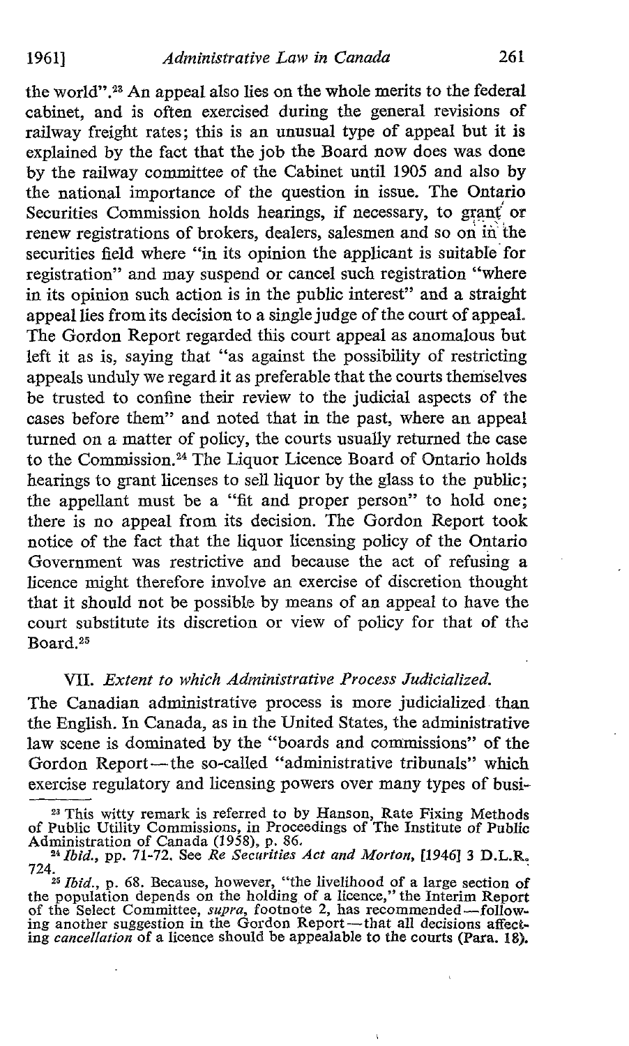the world".[23] An appeal also lies on the whole merits to the federal cabinet, and is often exercised during the general revisions of railway freight rates; this is an unusual type of appeal but it is explained by the fact that the job the Board now does was done by the railway committee of the Cabinet until 1905 and also by the national importance of the question in issue. The Ontario Securities Commission holds hearings, if necessary, to grant or renew registrations of brokers, dealers, salesmen and so on in the securities field where "in its opinion the applicant is suitable for registration" and may suspend or cancel such registration "where in its opinion such action is in the public interest" and a straight appeal lies from its decision to a single judge of the court of appeal. The Gordon Report regarded this court appeal as anomalous but left it as is, saying that "as against the possibility of restricting appeals unduly we regard it as preferable that the courts themselves be trusted to confine their review to the judicial aspects of the cases before them" and noted that in the past, where an appeal turned on a matter of policy, the courts usually returned the case to the Commission.[24] The Liquor Licence Board of Ontario holds hearings to grant licenses to sell liquor by the glass to the public; the appellant must be a "fit and proper person" to hold one; there is no appeal from its decision. The Gordon Report took notice of the fact that the liquor licensing policy of the Ontario Government was restrictive and because the act of refusing a licence might therefore involve an exercise of discretion thought that it should not be possible by means of an appeal to have the court substitute its discretion or view of policy for that of the Board.[25]

### VII. *Extent to which Administrative Process Judicialized.*

The Canadian administrative process is more judicialized than the English. In Canada, as in the United States, the administrative law scene is dominated by the "boards and commissions" of the Gordon Report—the so-called "administrative tribunals" which exercise regulatory and licensing powers over many types of busi-

---

[23] This witty remark is referred to by Hanson, Rate Fixing Methods of Public Utility Commissions, in Proceedings of The Institute of Public Administration of Canada (1958), p. 86.

[24] *Ibid.*, pp. 71-72. See *Re Securities Act and Morton*, [1946] 3 D.L.R. 724.

[25] *Ibid.*, p. 68. Because, however, "the livelihood of a large section of the population depends on the holding of a licence," the Interim Report of the Select Committee, *supra*, footnote 2, has recommended—following another suggestion in the Gordon Report—that all decisions affecting *cancellation* of a licence should be appealable to the courts (Para. 18).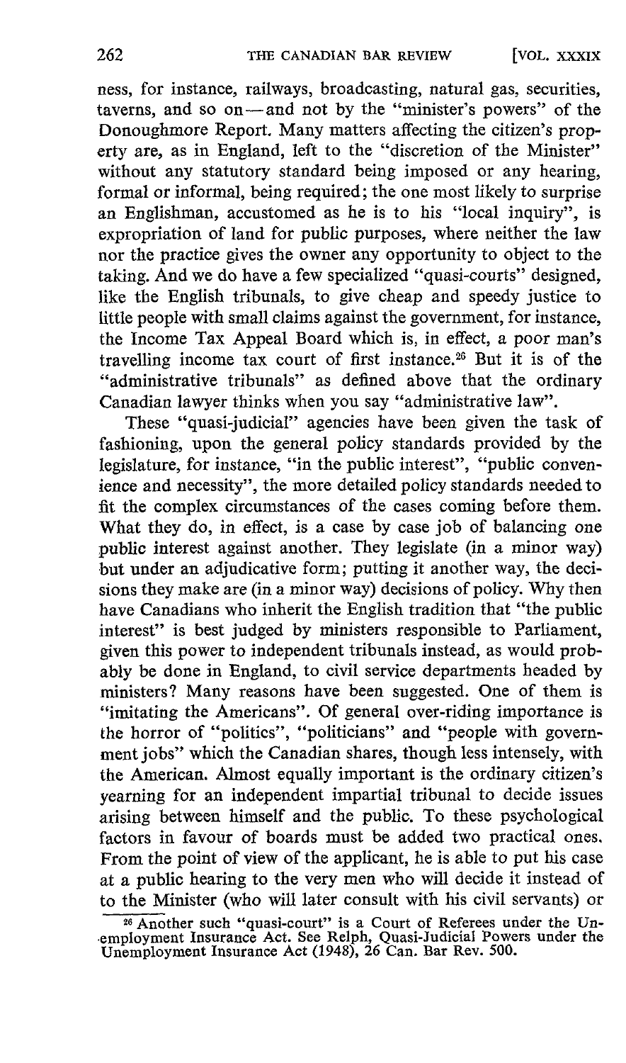ness, for instance, railways, broadcasting, natural gas, securities, taverns, and so on — and not by the "minister's powers" of the Donoughmore Report. Many matters affecting the citizen's property are, as in England, left to the "discretion of the Minister" without any statutory standard being imposed or any hearing, formal or informal, being required; the one most likely to surprise an Englishman, accustomed as he is to his "local inquiry", is expropriation of land for public purposes, where neither the law nor the practice gives the owner any opportunity to object to the taking. And we do have a few specialized "quasi-courts" designed, like the English tribunals, to give cheap and speedy justice to little people with small claims against the government, for instance, the Income Tax Appeal Board which is, in effect, a poor man's travelling income tax court of first instance.[26] But it is of the "administrative tribunals" as defined above that the ordinary Canadian lawyer thinks when you say "administrative law".

These "quasi-judicial" agencies have been given the task of fashioning, upon the general policy standards provided by the legislature, for instance, "in the public interest", "public convenience and necessity", the more detailed policy standards needed to fit the complex circumstances of the cases coming before them. What they do, in effect, is a case by case job of balancing one public interest against another. They legislate (in a minor way) but under an adjudicative form; putting it another way, the decisions they make are (in a minor way) decisions of policy. Why then have Canadians who inherit the English tradition that "the public interest" is best judged by ministers responsible to Parliament, given this power to independent tribunals instead, as would probably be done in England, to civil service departments headed by ministers? Many reasons have been suggested. One of them is "imitating the Americans". Of general over-riding importance is the horror of "politics", "politicians" and "people with government jobs" which the Canadian shares, though less intensely, with the American. Almost equally important is the ordinary citizen's yearning for an independent impartial tribunal to decide issues arising between himself and the public. To these psychological factors in favour of boards must be added two practical ones. From the point of view of the applicant, he is able to put his case at a public hearing to the very men who will decide it instead of to the Minister (who will later consult with his civil servants) or

[26] Another such "quasi-court" is a Court of Referees under the Unemployment Insurance Act. See Relph, Quasi-Judicial Powers under the Unemployment Insurance Act (1948), 26 Can. Bar Rev. 500.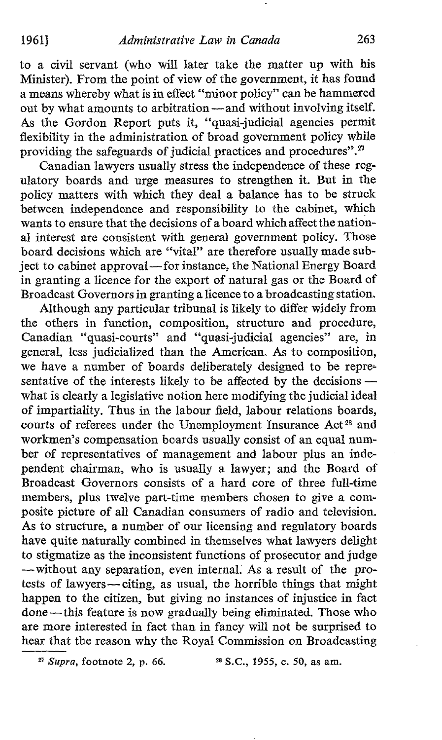to a civil servant (who will later take the matter up with his Minister). From the point of view of the government, it has found a means whereby what is in effect "minor policy" can be hammered out by what amounts to arbitration — and without involving itself. As the Gordon Report puts it, "quasi-judicial agencies permit flexibility in the administration of broad government policy while providing the safeguards of judicial practices and procedures".[27]

Canadian lawyers usually stress the independence of these regulatory boards and urge measures to strengthen it. But in the policy matters with which they deal a balance has to be struck between independence and responsibility to the cabinet, which wants to ensure that the decisions of a board which affect the national interest are consistent with general government policy. Those board decisions which are "vital" are therefore usually made subject to cabinet approval — for instance, the National Energy Board in granting a licence for the export of natural gas or the Board of Broadcast Governors in granting a licence to a broadcasting station.

Although any particular tribunal is likely to differ widely from the others in function, composition, structure and procedure, Canadian "quasi-courts" and "quasi-judicial agencies" are, in general, less judicialized than the American. As to composition, we have a number of boards deliberately designed to be representative of the interests likely to be affected by the decisions — what is clearly a legislative notion here modifying the judicial ideal of impartiality. Thus in the labour field, labour relations boards, courts of referees under the Unemployment Insurance Act[28] and workmen's compensation boards usually consist of an equal number of representatives of management and labour plus an independent chairman, who is usually a lawyer; and the Board of Broadcast Governors consists of a hard core of three full-time members, plus twelve part-time members chosen to give a composite picture of all Canadian consumers of radio and television. As to structure, a number of our licensing and regulatory boards have quite naturally combined in themselves what lawyers delight to stigmatize as the inconsistent functions of prosecutor and judge — without any separation, even internal. As a result of the protests of lawyers — citing, as usual, the horrible things that might happen to the citizen, but giving no instances of injustice in fact done — this feature is now gradually being eliminated. Those who are more interested in fact than in fancy will not be surprised to hear that the reason why the Royal Commission on Broadcasting

[27] *Supra*, footnote 2, p. 66.

[28] S.C., 1955, c. 50, as am.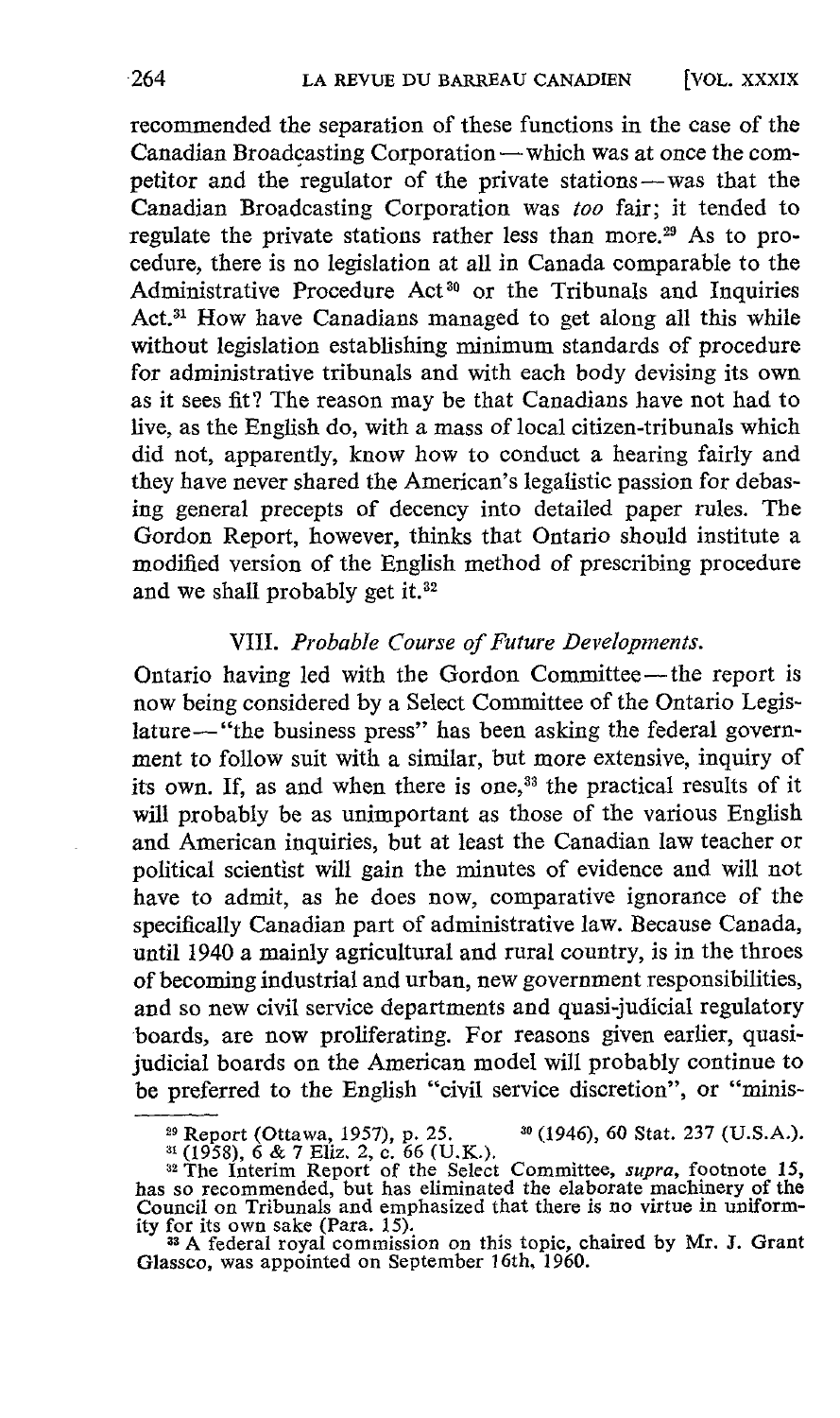recommended the separation of these functions in the case of the Canadian Broadcasting Corporation — which was at once the competitor and the regulator of the private stations — was that the Canadian Broadcasting Corporation was *too* fair; it tended to regulate the private stations rather less than more.[29] As to procedure, there is no legislation at all in Canada comparable to the Administrative Procedure Act[30] or the Tribunals and Inquiries Act.[31] How have Canadians managed to get along all this while without legislation establishing minimum standards of procedure for administrative tribunals and with each body devising its own as it sees fit? The reason may be that Canadians have not had to live, as the English do, with a mass of local citizen-tribunals which did not, apparently, know how to conduct a hearing fairly and they have never shared the American's legalistic passion for debasing general precepts of decency into detailed paper rules. The Gordon Report, however, thinks that Ontario should institute a modified version of the English method of prescribing procedure and we shall probably get it.[32]

### VIII. *Probable Course of Future Developments.*

Ontario having led with the Gordon Committee — the report is now being considered by a Select Committee of the Ontario Legislature — "the business press" has been asking the federal government to follow suit with a similar, but more extensive, inquiry of its own. If, as and when there is one,[33] the practical results of it will probably be as unimportant as those of the various English and American inquiries, but at least the Canadian law teacher or political scientist will gain the minutes of evidence and will not have to admit, as he does now, comparative ignorance of the specifically Canadian part of administrative law. Because Canada, until 1940 a mainly agricultural and rural country, is in the throes of becoming industrial and urban, new government responsibilities, and so new civil service departments and quasi-judicial regulatory boards, are now proliferating. For reasons given earlier, quasi-judicial boards on the American model will probably continue to be preferred to the English "civil service discretion", or "minis-

---

[29] Report (Ottawa, 1957), p. 25.

[30] (1946), 60 Stat. 237 (U.S.A.).

[31] (1958), 6 & 7 Eliz. 2, c. 66 (U.K.).

[32] The Interim Report of the Select Committee, *supra*, footnote 15, has so recommended, but has eliminated the elaborate machinery of the Council on Tribunals and emphasized that there is no virtue in uniformity for its own sake (Para. 15).

[33] A federal royal commission on this topic, chaired by Mr. J. Grant Glassco, was appointed on September 16th, 1960.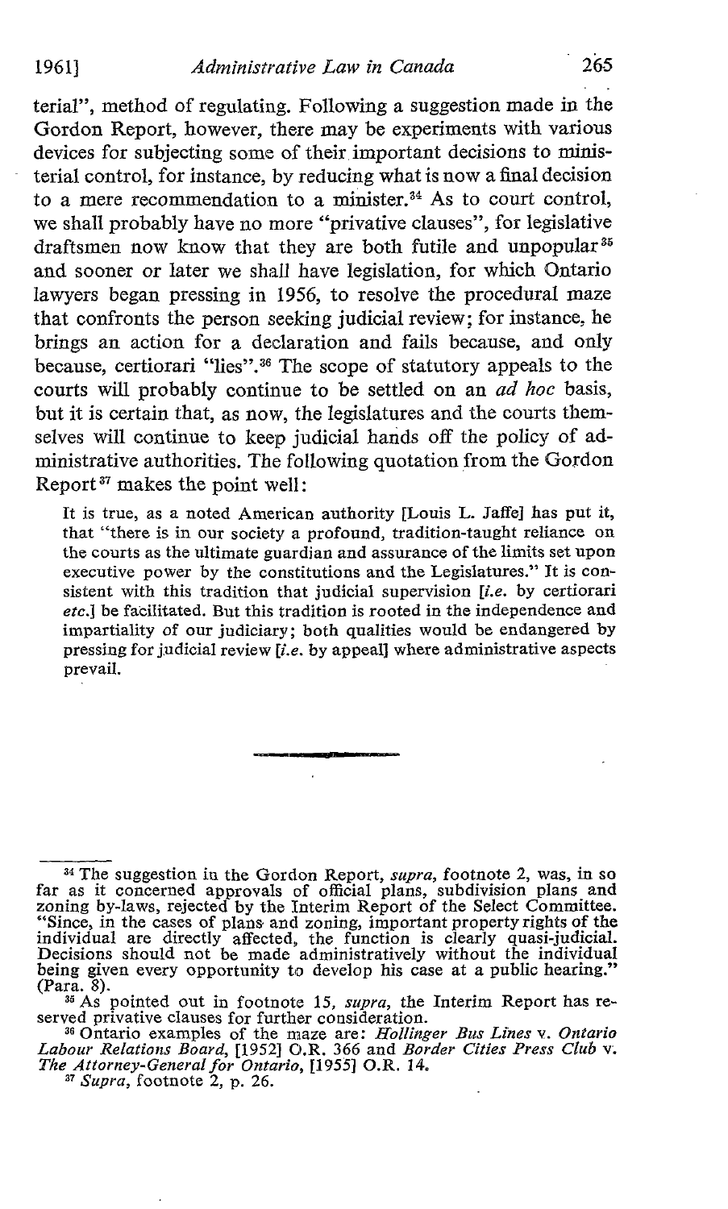terial", method of regulating. Following a suggestion made in the Gordon Report, however, there may be experiments with various devices for subjecting some of their important decisions to ministerial control, for instance, by reducing what is now a final decision to a mere recommendation to a minister.[34] As to court control, we shall probably have no more "privative clauses", for legislative draftsmen now know that they are both futile and unpopular[35] and sooner or later we shall have legislation, for which Ontario lawyers began pressing in 1956, to resolve the procedural maze that confronts the person seeking judicial review; for instance, he brings an action for a declaration and fails because, and only because, certiorari "lies".[36] The scope of statutory appeals to the courts will probably continue to be settled on an *ad hoc* basis, but it is certain that, as now, the legislatures and the courts themselves will continue to keep judicial hands off the policy of administrative authorities. The following quotation from the Gordon Report[37] makes the point well:

> It is true, as a noted American authority [Louis L. Jaffe] has put it, that "there is in our society a profound, tradition-taught reliance on the courts as the ultimate guardian and assurance of the limits set upon executive power by the constitutions and the Legislatures." It is consistent with this tradition that judicial supervision [*i.e.* by certiorari *etc.*] be facilitated. But this tradition is rooted in the independence and impartiality of our judiciary; both qualities would be endangered by pressing for judicial review [*i.e.* by appeal] where administrative aspects prevail.

---

[34] The suggestion in the Gordon Report, *supra*, footnote 2, was, in so far as it concerned approvals of official plans, subdivision plans and zoning by-laws, rejected by the Interim Report of the Select Committee. "Since, in the cases of plans and zoning, important property rights of the individual are directly affected, the function is clearly quasi-judicial. Decisions should not be made administratively without the individual being given every opportunity to develop his case at a public hearing." (Para. 8).

[35] As pointed out in footnote 15, *supra*, the Interim Report has reserved privative clauses for further consideration.

[36] Ontario examples of the maze are: *Hollinger Bus Lines* v. *Ontario Labour Relations Board*, [1952] O.R. 366 and *Border Cities Press Club* v. *The Attorney-General for Ontario*, [1955] O.R. 14.

[37] *Supra*, footnote 2, p. 26.